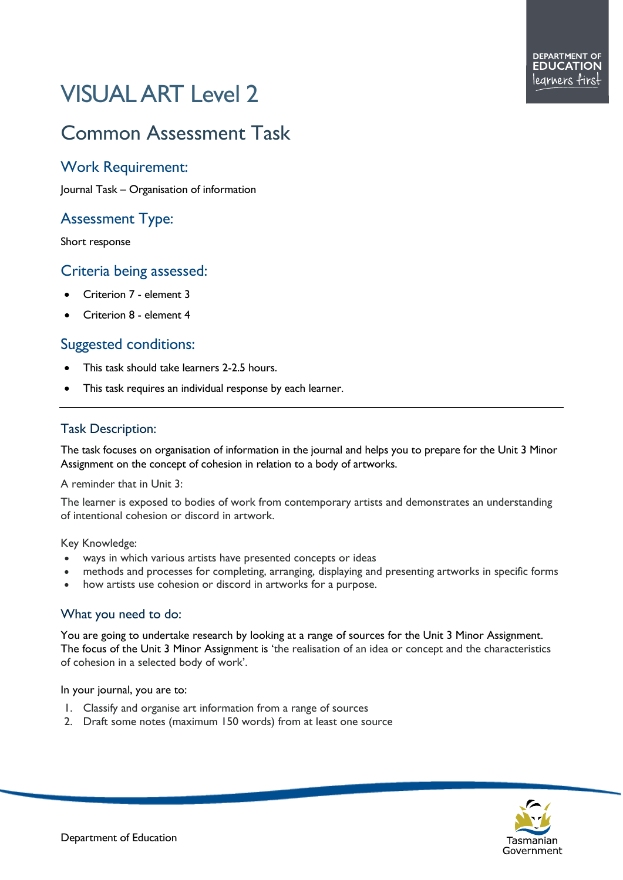# VISUAL ART Level 2

## Common Assessment Task

### Work Requirement:

Journal Task – Organisation of information

### Assessment Type:

Short response

### Criteria being assessed:

- Criterion 7 - element 3
- Criterion 8 - element 4

### Suggested conditions:

- This task should take learners 2-2.5 hours.
- This task requires an individual response by each learner.

---

### Task Description:

The task focuses on organisation of information in the journal and helps you to prepare for the Unit 3 Minor Assignment on the concept of cohesion in relation to a body of artworks.

A reminder that in Unit 3:

The learner is exposed to bodies of work from contemporary artists and demonstrates an understanding of intentional cohesion or discord in artwork.

Key Knowledge:

- ways in which various artists have presented concepts or ideas
- methods and processes for completing, arranging, displaying and presenting artworks in specific forms
- how artists use cohesion or discord in artworks for a purpose.

### What you need to do:

You are going to undertake research by looking at a range of sources for the Unit 3 Minor Assignment. The focus of the Unit 3 Minor Assignment is 'the realisation of an idea or concept and the characteristics of cohesion in a selected body of work'.

In your journal, you are to:

1. Classify and organise art information from a range of sources
2. Draft some notes (maximum 150 words) from at least one source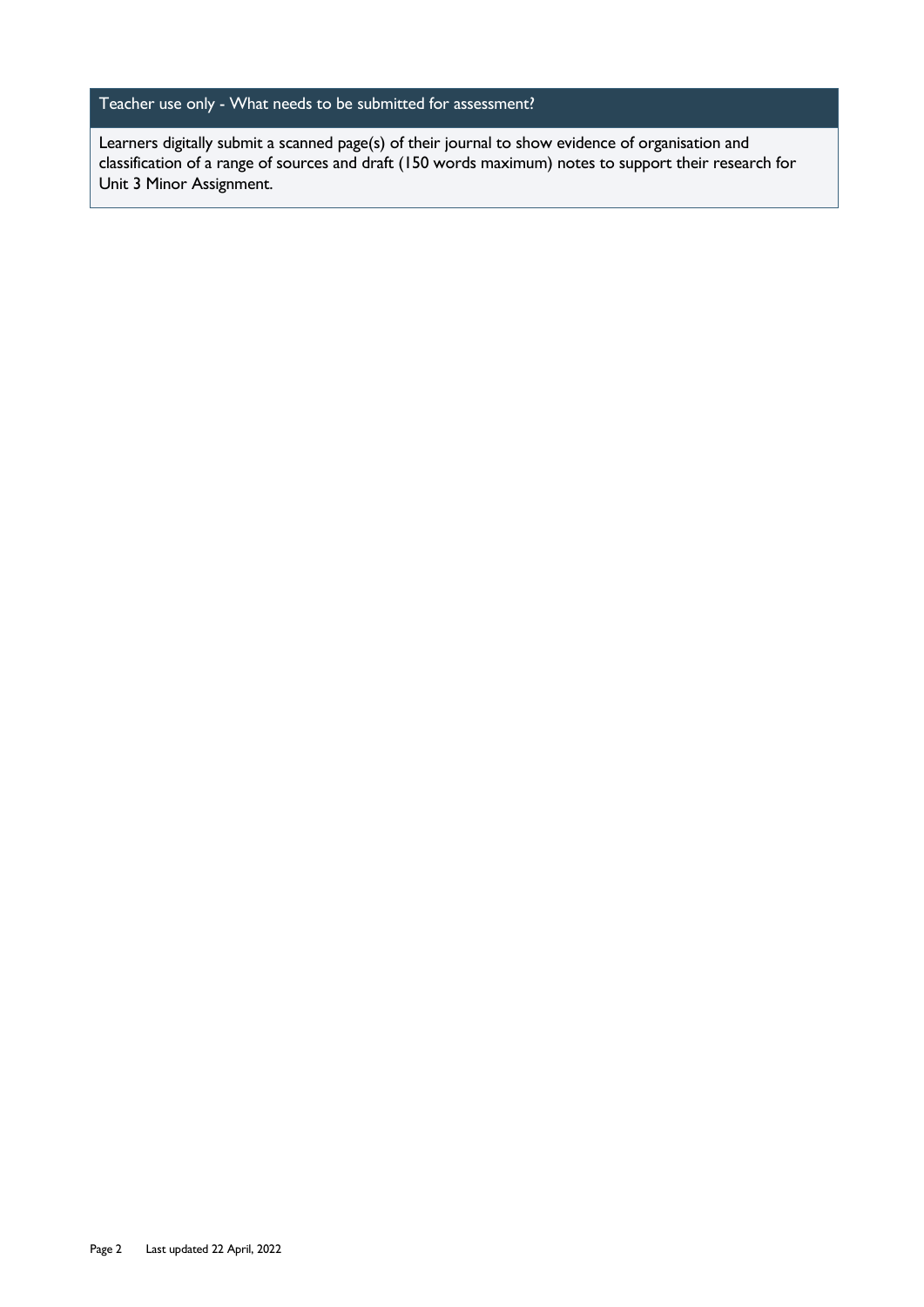| Teacher use only - What needs to be submitted for assessment? |
| --- |
| Learners digitally submit a scanned page(s) of their journal to show evidence of organisation and classification of a range of sources and draft (150 words maximum) notes to support their research for Unit 3 Minor Assignment. |